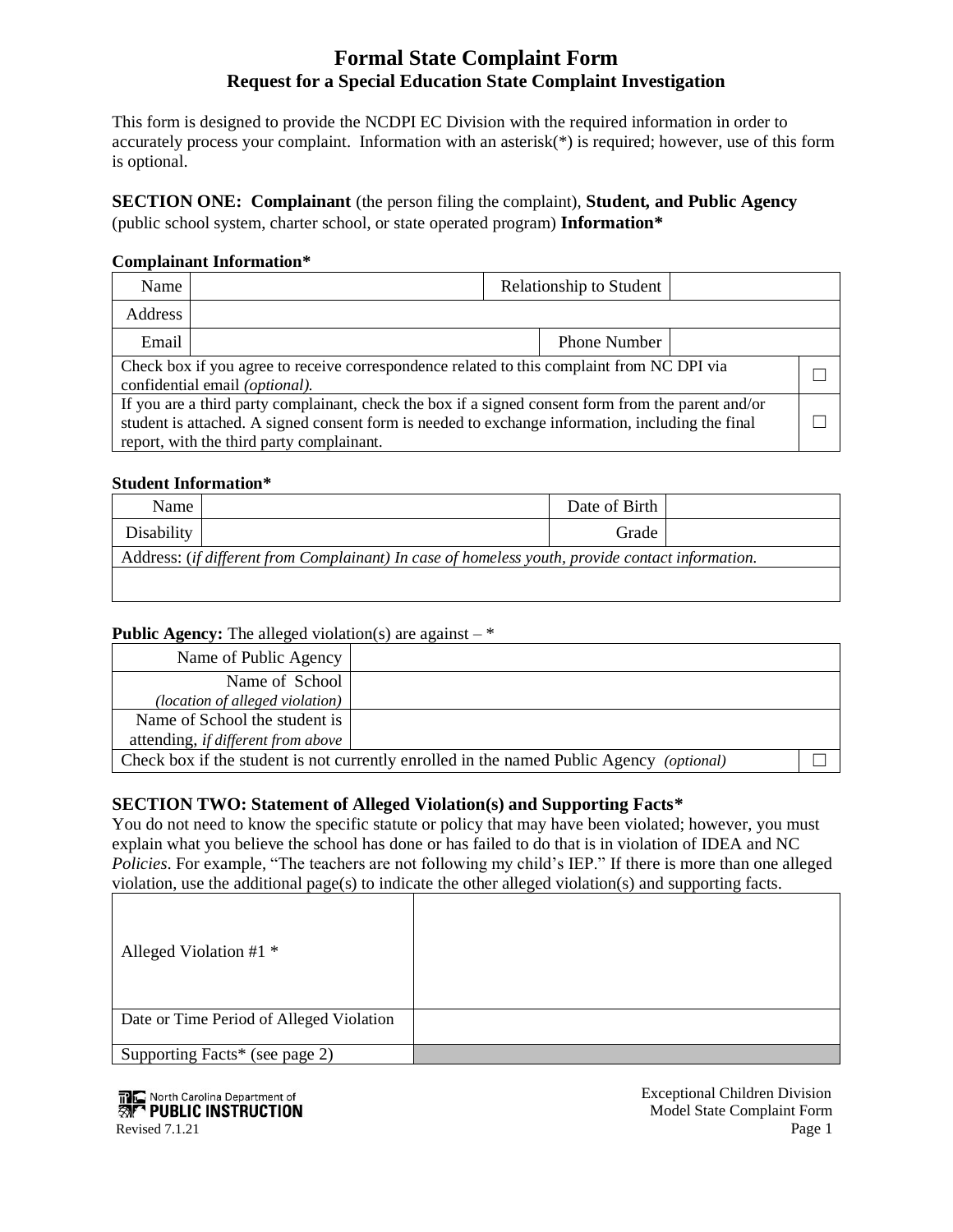# Formal State Complaint Form

## Request for a Special Education State Complaint Investigation

This form is designed to provide the NCDPI EC Division with the required information in order to accurately process your complaint. Information with an asterisk(*) is required; however, use of this form is optional.

**SECTION ONE: Complainant** (the person filing the complaint), **Student, and Public Agency** (public school system, charter school, or state operated program) **Information***

**Complainant Information***

| Name | | Relationship to Student | |
|---|---|---|---|
| Address | | | |
| Email | | Phone Number | |
| Check box if you agree to receive correspondence related to this complaint from NC DPI via confidential email *(optional).* | | | ☐ |
| If you are a third party complainant, check the box if a signed consent form from the parent and/or student is attached. A signed consent form is needed to exchange information, including the final report, with the third party complainant. | | | ☐ |

**Student Information***

| Name | | Date of Birth | |
|---|---|---|---|
| Disability | | Grade | |
| Address: (*if different from Complainant) In case of homeless youth, provide contact information.* | | | |
| | | | |

**Public Agency:** The alleged violation(s) are against – *

| Name of Public Agency | | |
|---|---|---|
| Name of School *(location of alleged violation)* | | |
| Name of School the student is attending, *if different from above* | | |
| Check box if the student is not currently enrolled in the named Public Agency *(optional)* | | ☐ |

**SECTION TWO: Statement of Alleged Violation(s) and Supporting Facts***

You do not need to know the specific statute or policy that may have been violated; however, you must explain what you believe the school has done or has failed to do that is in violation of IDEA and NC *Policies*. For example, "The teachers are not following my child's IEP." If there is more than one alleged violation, use the additional page(s) to indicate the other alleged violation(s) and supporting facts.

| Alleged Violation #1 * | |
|---|---|
| Date or Time Period of Alleged Violation | |
| Supporting Facts* (see page 2) | |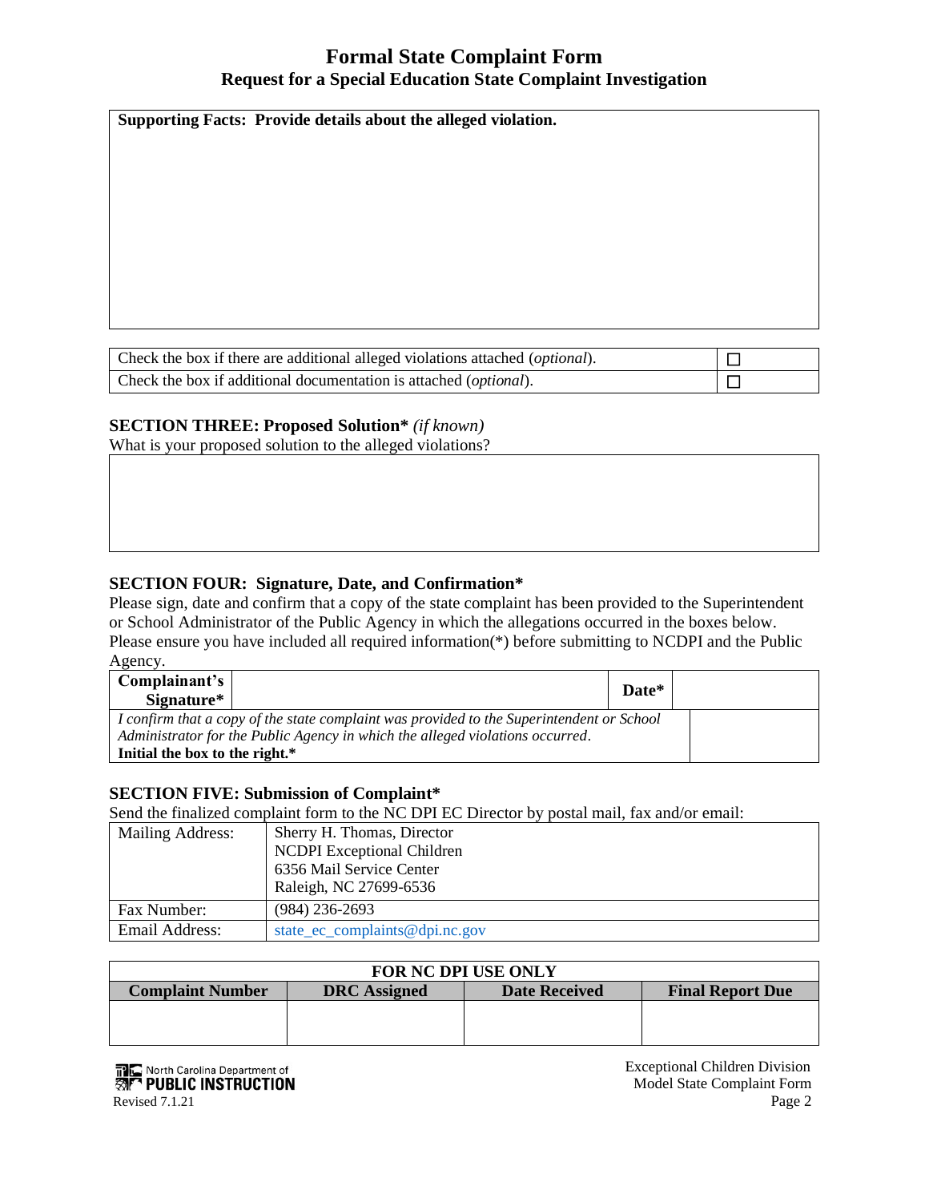# Formal State Complaint Form

## Request for a Special Education State Complaint Investigation

| Supporting Facts: Provide details about the alleged violation. |
|---|
| |

| | |
|---|---|
| Check the box if there are additional alleged violations attached (*optional*). | ☐ |
| Check the box if additional documentation is attached (*optional*). | ☐ |

### SECTION THREE: Proposed Solution* *(if known)*

What is your proposed solution to the alleged violations?

| |
|---|
| |

### SECTION FOUR: Signature, Date, and Confirmation*

Please sign, date and confirm that a copy of the state complaint has been provided to the Superintendent or School Administrator of the Public Agency in which the allegations occurred in the boxes below. Please ensure you have included all required information(*) before submitting to NCDPI and the Public Agency.

| Complainant's Signature* | | Date* | |
|---|---|---|---|
| *I confirm that a copy of the state complaint was provided to the Superintendent or School Administrator for the Public Agency in which the alleged violations occurred.* **Initial the box to the right.*** | | | |

### SECTION FIVE: Submission of Complaint*

Send the finalized complaint form to the NC DPI EC Director by postal mail, fax and/or email:

| | |
|---|---|
| Mailing Address: | Sherry H. Thomas, Director<br>NCDPI Exceptional Children<br>6356 Mail Service Center<br>Raleigh, NC 27699-6536 |
| Fax Number: | (984) 236-2693 |
| Email Address: | state_ec_complaints@dpi.nc.gov |

| FOR NC DPI USE ONLY | | | |
|---|---|---|---|
| **Complaint Number** | **DRC Assigned** | **Date Received** | **Final Report Due** |
| | | | |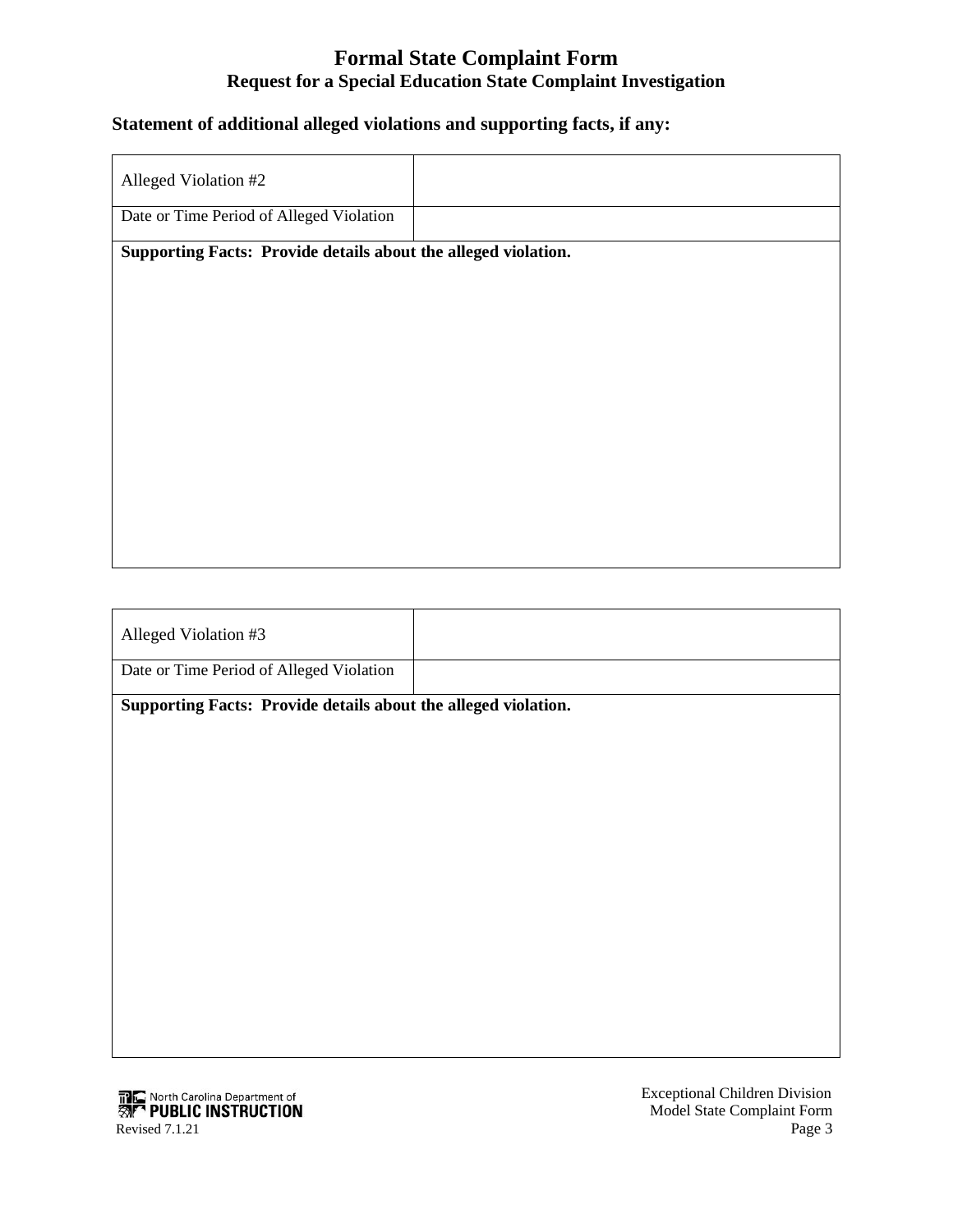# Formal State Complaint Form

## Request for a Special Education State Complaint Investigation

**Statement of additional alleged violations and supporting facts, if any:**

| | |
|---|---|
| Alleged Violation #2 | |
| Date or Time Period of Alleged Violation | |
| **Supporting Facts: Provide details about the alleged violation.** | |

| | |
|---|---|
| Alleged Violation #3 | |
| Date or Time Period of Alleged Violation | |
| **Supporting Facts: Provide details about the alleged violation.** | |